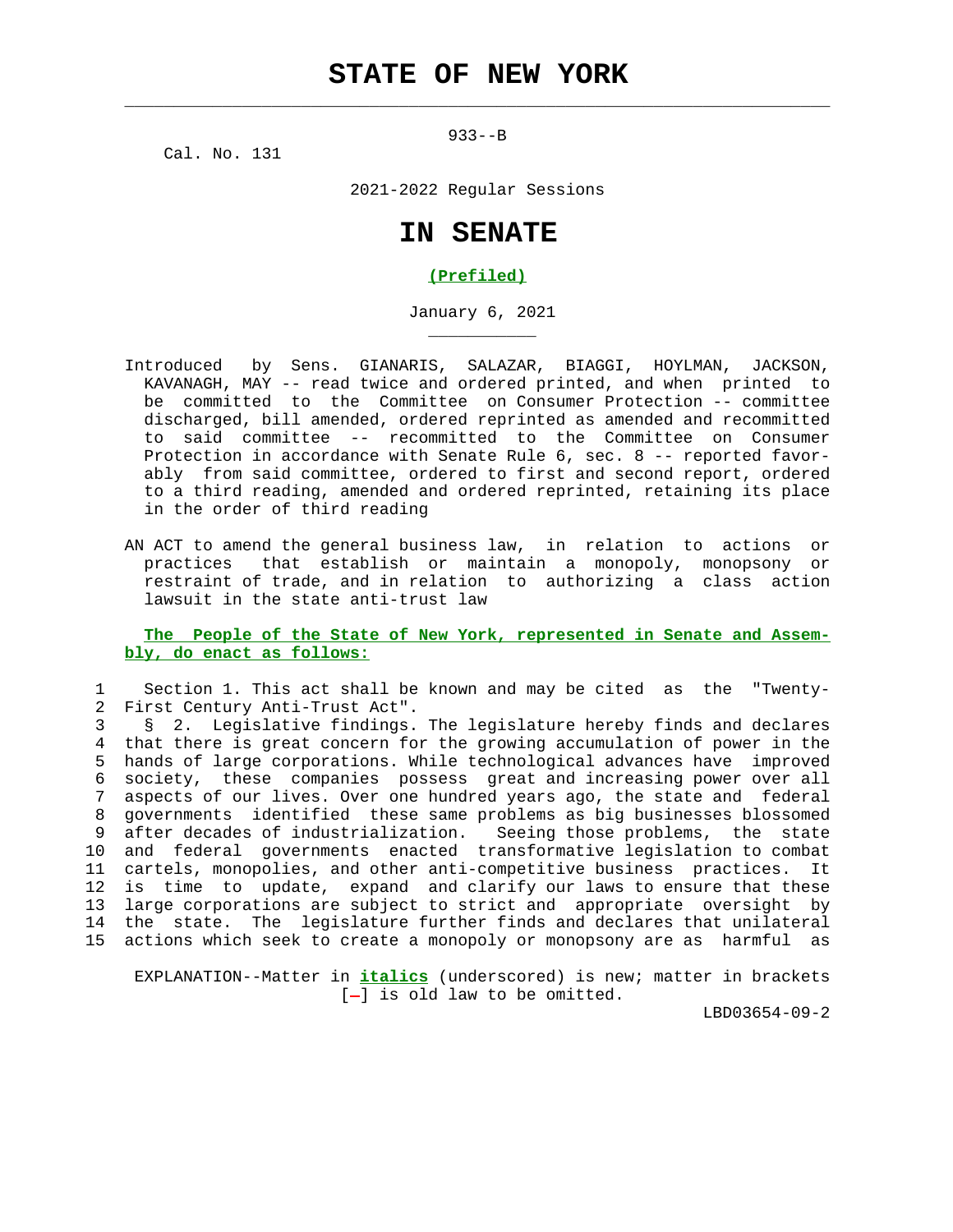# STATE OF NEW YORK

933--B

Cal. No. 131

2021-2022 Regular Sessions

# IN SENATE

**(Prefiled)**

January 6, 2021

Introduced by Sens. GIANARIS, SALAZAR, BIAGGI, HOYLMAN, JACKSON, KAVANAGH, MAY -- read twice and ordered printed, and when printed to be committed to the Committee on Consumer Protection -- committee discharged, bill amended, ordered reprinted as amended and recommitted to said committee -- recommitted to the Committee on Consumer Protection in accordance with Senate Rule 6, sec. 8 -- reported favorably from said committee, ordered to first and second report, ordered to a third reading, amended and ordered reprinted, retaining its place in the order of third reading

AN ACT to amend the general business law, in relation to actions or practices that establish or maintain a monopoly, monopsony or restraint of trade, and in relation to authorizing a class action lawsuit in the state anti-trust law

**The People of the State of New York, represented in Senate and Assembly, do enact as follows:**

1 Section 1. This act shall be known and may be cited as the "Twenty-
2 First Century Anti-Trust Act".
3 § 2. Legislative findings. The legislature hereby finds and declares
4 that there is great concern for the growing accumulation of power in the
5 hands of large corporations. While technological advances have improved
6 society, these companies possess great and increasing power over all
7 aspects of our lives. Over one hundred years ago, the state and federal
8 governments identified these same problems as big businesses blossomed
9 after decades of industrialization. Seeing those problems, the state
10 and federal governments enacted transformative legislation to combat
11 cartels, monopolies, and other anti-competitive business practices. It
12 is time to update, expand and clarify our laws to ensure that these
13 large corporations are subject to strict and appropriate oversight by
14 the state. The legislature further finds and declares that unilateral
15 actions which seek to create a monopoly or monopsony are as harmful as

EXPLANATION--Matter in ***italics*** (underscored) is new; matter in brackets [-] is old law to be omitted.

LBD03654-09-2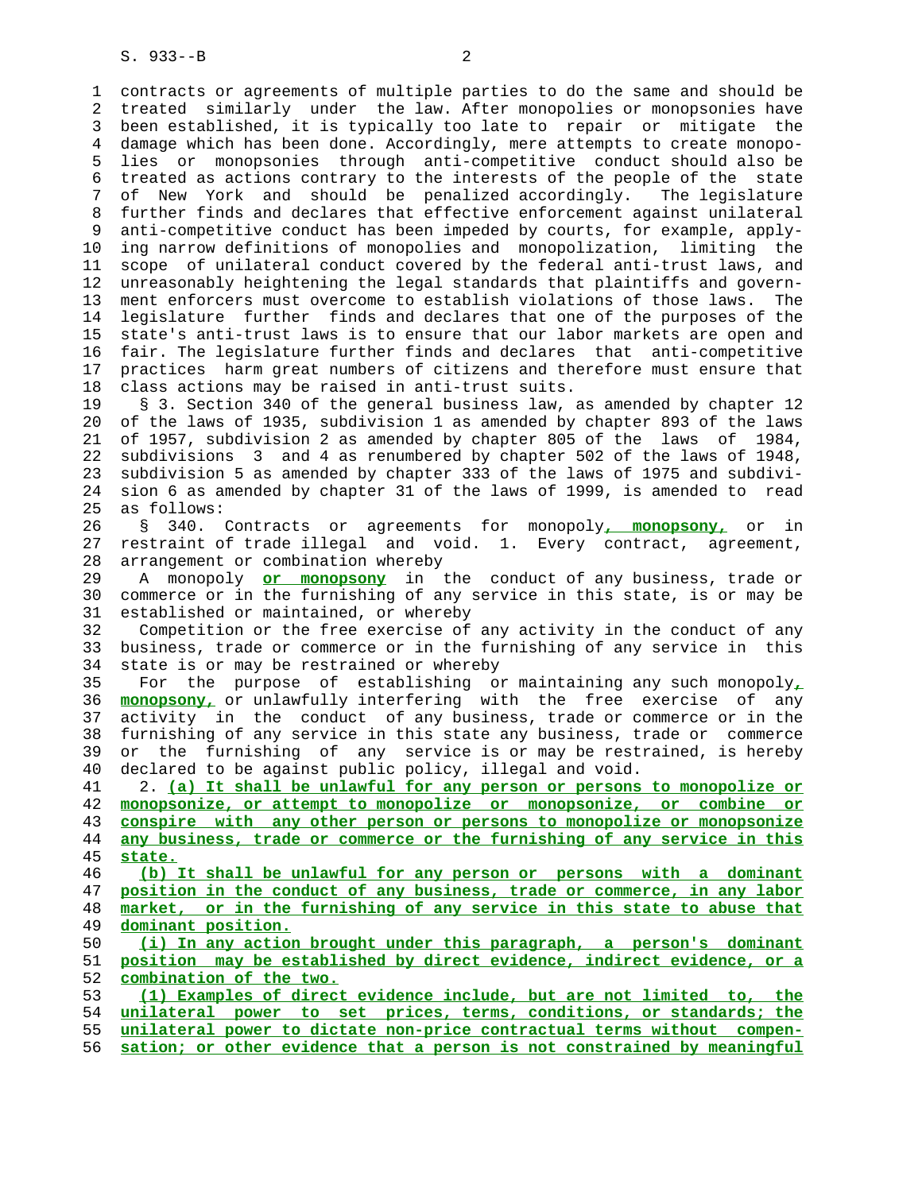contracts or agreements of multiple parties to do the same and should be treated similarly under the law. After monopolies or monopsonies have been established, it is typically too late to repair or mitigate the damage which has been done. Accordingly, mere attempts to create monopolies or monopsonies through anti-competitive conduct should also be treated as actions contrary to the interests of the people of the state of New York and should be penalized accordingly. The legislature further finds and declares that effective enforcement against unilateral anti-competitive conduct has been impeded by courts, for example, applying narrow definitions of monopolies and monopolization, limiting the scope of unilateral conduct covered by the federal anti-trust laws, and unreasonably heightening the legal standards that plaintiffs and government enforcers must overcome to establish violations of those laws. The legislature further finds and declares that one of the purposes of the state's anti-trust laws is to ensure that our labor markets are open and fair. The legislature further finds and declares that anti-competitive practices harm great numbers of citizens and therefore must ensure that class actions may be raised in anti-trust suits.

§ 3. Section 340 of the general business law, as amended by chapter 12 of the laws of 1935, subdivision 1 as amended by chapter 893 of the laws of 1957, subdivision 2 as amended by chapter 805 of the laws of 1984, subdivisions 3 and 4 as renumbered by chapter 502 of the laws of 1948, subdivision 5 as amended by chapter 333 of the laws of 1975 and subdivision 6 as amended by chapter 31 of the laws of 1999, is amended to read as follows:

§ 340. Contracts or agreements for monopoly**, monopsony,** or in restraint of trade illegal and void. 1. Every contract, agreement, arrangement or combination whereby

A monopoly **or monopsony** in the conduct of any business, trade or commerce or in the furnishing of any service in this state, is or may be established or maintained, or whereby

Competition or the free exercise of any activity in the conduct of any business, trade or commerce or in the furnishing of any service in this state is or may be restrained or whereby

For the purpose of establishing or maintaining any such monopoly**, monopsony,** or unlawfully interfering with the free exercise of any activity in the conduct of any business, trade or commerce or in the furnishing of any service in this state any business, trade or commerce or the furnishing of any service is or may be restrained, is hereby declared to be against public policy, illegal and void.

2. **(a) It shall be unlawful for any person or persons to monopolize or monopsonize, or attempt to monopolize or monopsonize, or combine or conspire with any other person or persons to monopolize or monopsonize any business, trade or commerce or the furnishing of any service in this state.**

**(b) It shall be unlawful for any person or persons with a dominant position in the conduct of any business, trade or commerce, in any labor market, or in the furnishing of any service in this state to abuse that dominant position.**

**(i) In any action brought under this paragraph, a person's dominant position may be established by direct evidence, indirect evidence, or a combination of the two.**

**(1) Examples of direct evidence include, but are not limited to, the unilateral power to set prices, terms, conditions, or standards; the unilateral power to dictate non-price contractual terms without compensation; or other evidence that a person is not constrained by meaningful**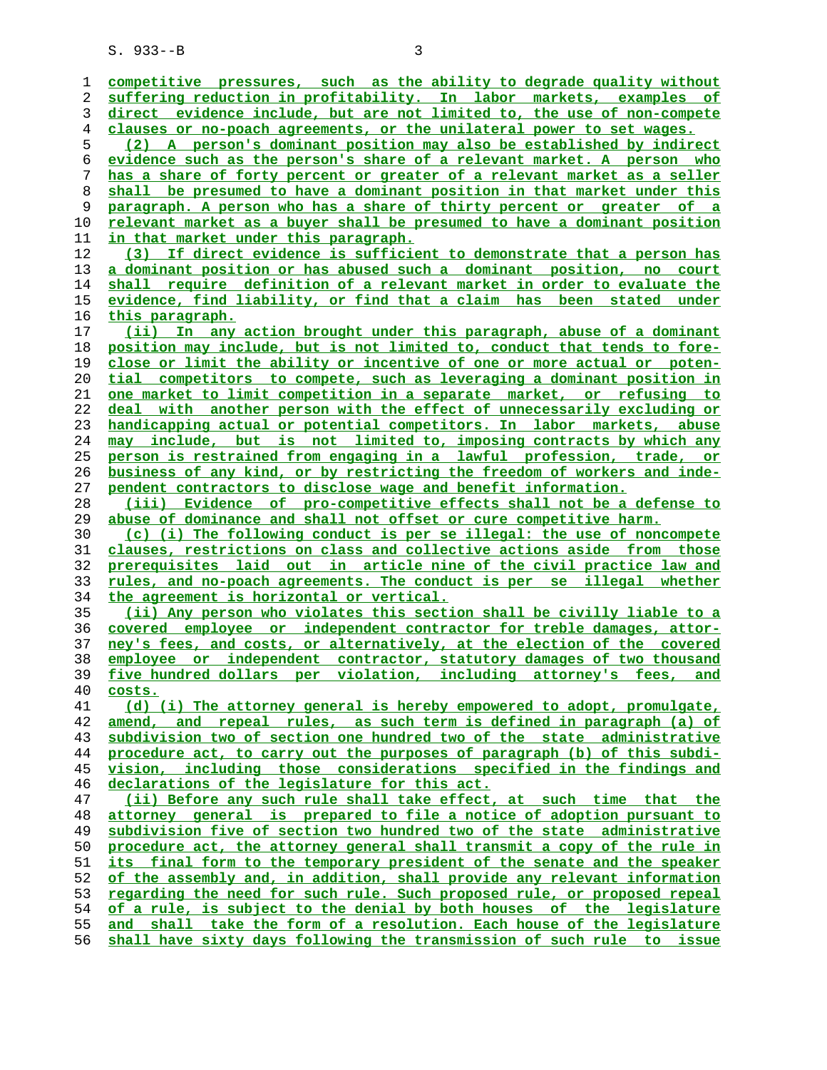competitive pressures, such as the ability to degrade quality without suffering reduction in profitability. In labor markets, examples of direct evidence include, but are not limited to, the use of non-compete clauses or no-poach agreements, or the unilateral power to set wages.

(2) A person's dominant position may also be established by indirect evidence such as the person's share of a relevant market. A person who has a share of forty percent or greater of a relevant market as a seller shall be presumed to have a dominant position in that market under this paragraph. A person who has a share of thirty percent or greater of a relevant market as a buyer shall be presumed to have a dominant position in that market under this paragraph.

(3) If direct evidence is sufficient to demonstrate that a person has a dominant position or has abused such a dominant position, no court shall require definition of a relevant market in order to evaluate the evidence, find liability, or find that a claim has been stated under this paragraph.

(ii) In any action brought under this paragraph, abuse of a dominant position may include, but is not limited to, conduct that tends to foreclose or limit the ability or incentive of one or more actual or potential competitors to compete, such as leveraging a dominant position in one market to limit competition in a separate market, or refusing to deal with another person with the effect of unnecessarily excluding or handicapping actual or potential competitors. In labor markets, abuse may include, but is not limited to, imposing contracts by which any person is restrained from engaging in a lawful profession, trade, or business of any kind, or by restricting the freedom of workers and independent contractors to disclose wage and benefit information.

(iii) Evidence of pro-competitive effects shall not be a defense to abuse of dominance and shall not offset or cure competitive harm.

(c) (i) The following conduct is per se illegal: the use of noncompete clauses, restrictions on class and collective actions aside from those prerequisites laid out in article nine of the civil practice law and rules, and no-poach agreements. The conduct is per se illegal whether the agreement is horizontal or vertical.

(ii) Any person who violates this section shall be civilly liable to a covered employee or independent contractor for treble damages, attorney's fees, and costs, or alternatively, at the election of the covered employee or independent contractor, statutory damages of two thousand five hundred dollars per violation, including attorney's fees, and costs.

(d) (i) The attorney general is hereby empowered to adopt, promulgate, amend, and repeal rules, as such term is defined in paragraph (a) of subdivision two of section one hundred two of the state administrative procedure act, to carry out the purposes of paragraph (b) of this subdivision, including those considerations specified in the findings and declarations of the legislature for this act.

(ii) Before any such rule shall take effect, at such time that the attorney general is prepared to file a notice of adoption pursuant to subdivision five of section two hundred two of the state administrative procedure act, the attorney general shall transmit a copy of the rule in its final form to the temporary president of the senate and the speaker of the assembly and, in addition, shall provide any relevant information regarding the need for such rule. Such proposed rule, or proposed repeal of a rule, is subject to the denial by both houses of the legislature and shall take the form of a resolution. Each house of the legislature shall have sixty days following the transmission of such rule to issue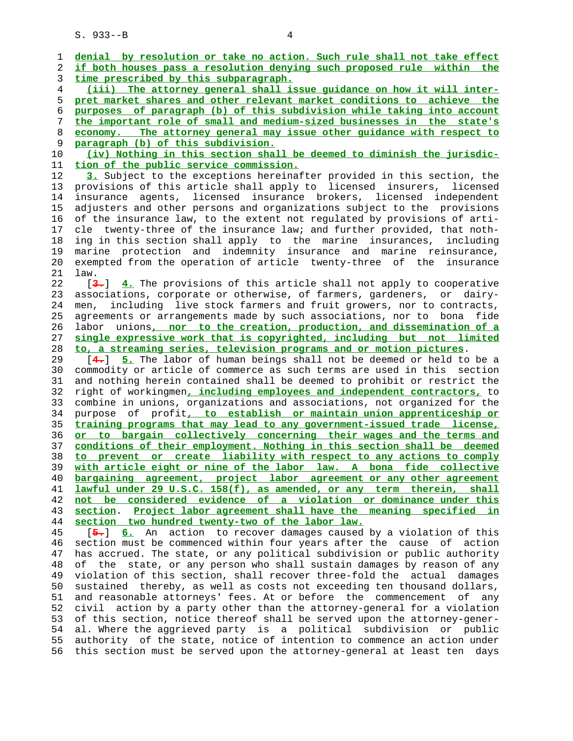denial by resolution or take no action. Such rule shall not take effect if both houses pass a resolution denying such proposed rule within the time prescribed by this subparagraph.

(iii) The attorney general shall issue guidance on how it will interpret market shares and other relevant market conditions to achieve the purposes of paragraph (b) of this subdivision while taking into account the important role of small and medium-sized businesses in the state's economy. The attorney general may issue other guidance with respect to paragraph (b) of this subdivision.

(iv) Nothing in this section shall be deemed to diminish the jurisdiction of the public service commission.

3. Subject to the exceptions hereinafter provided in this section, the provisions of this article shall apply to licensed insurers, licensed insurance agents, licensed insurance brokers, licensed independent adjusters and other persons and organizations subject to the provisions of the insurance law, to the extent not regulated by provisions of article twenty-three of the insurance law; and further provided, that nothing in this section shall apply to the marine insurances, including marine protection and indemnity insurance and marine reinsurance, exempted from the operation of article twenty-three of the insurance law.

[3.] 4. The provisions of this article shall not apply to cooperative associations, corporate or otherwise, of farmers, gardeners, or dairymen, including live stock farmers and fruit growers, nor to contracts, agreements or arrangements made by such associations, nor to bona fide labor unions, nor to the creation, production, and dissemination of a single expressive work that is copyrighted, including but not limited to, a streaming series, television programs and or motion pictures.

[4.] 5. The labor of human beings shall not be deemed or held to be a commodity or article of commerce as such terms are used in this section and nothing herein contained shall be deemed to prohibit or restrict the right of workingmen, including employees and independent contractors, to combine in unions, organizations and associations, not organized for the purpose of profit, to establish or maintain union apprenticeship or training programs that may lead to any government-issued trade license, or to bargain collectively concerning their wages and the terms and conditions of their employment. Nothing in this section shall be deemed to prevent or create liability with respect to any actions to comply with article eight or nine of the labor law. A bona fide collective bargaining agreement, project labor agreement or any other agreement lawful under 29 U.S.C. 158(f), as amended, or any term therein, shall not be considered evidence of a violation or dominance under this section. Project labor agreement shall have the meaning specified in section two hundred twenty-two of the labor law.

[5.] 6. An action to recover damages caused by a violation of this section must be commenced within four years after the cause of action has accrued. The state, or any political subdivision or public authority of the state, or any person who shall sustain damages by reason of any violation of this section, shall recover three-fold the actual damages sustained thereby, as well as costs not exceeding ten thousand dollars, and reasonable attorneys' fees. At or before the commencement of any civil action by a party other than the attorney-general for a violation of this section, notice thereof shall be served upon the attorney-general. Where the aggrieved party is a political subdivision or public authority of the state, notice of intention to commence an action under this section must be served upon the attorney-general at least ten days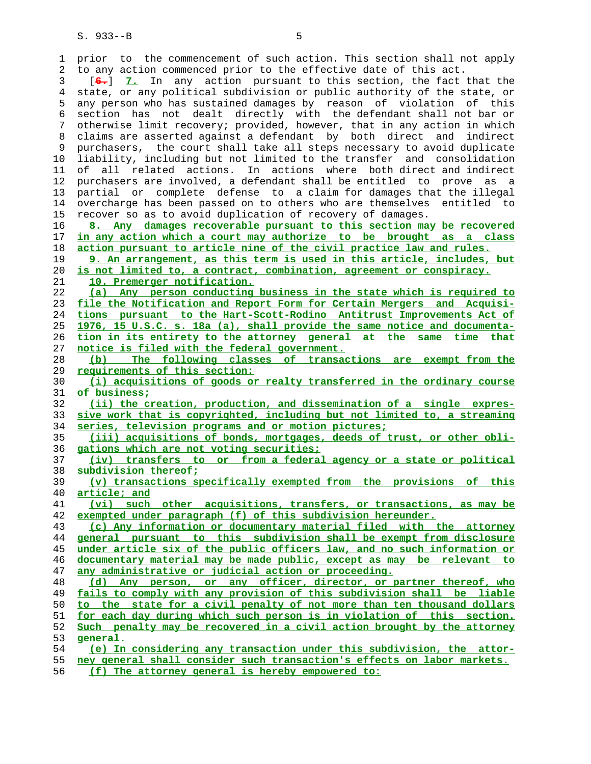prior to the commencement of such action. This section shall not apply to any action commenced prior to the effective date of this act.

[6.] 7. In any action pursuant to this section, the fact that the state, or any political subdivision or public authority of the state, or any person who has sustained damages by reason of violation of this section has not dealt directly with the defendant shall not bar or otherwise limit recovery; provided, however, that in any action in which claims are asserted against a defendant by both direct and indirect purchasers, the court shall take all steps necessary to avoid duplicate liability, including but not limited to the transfer and consolidation of all related actions. In actions where both direct and indirect purchasers are involved, a defendant shall be entitled to prove as a partial or complete defense to a claim for damages that the illegal overcharge has been passed on to others who are themselves entitled to recover so as to avoid duplication of recovery of damages.

8. Any damages recoverable pursuant to this section may be recovered in any action which a court may authorize to be brought as a class action pursuant to article nine of the civil practice law and rules.

9. An arrangement, as this term is used in this article, includes, but is not limited to, a contract, combination, agreement or conspiracy.

10. Premerger notification.

(a) Any person conducting business in the state which is required to file the Notification and Report Form for Certain Mergers and Acquisitions pursuant to the Hart-Scott-Rodino Antitrust Improvements Act of 1976, 15 U.S.C. s. 18a (a), shall provide the same notice and documentation in its entirety to the attorney general at the same time that notice is filed with the federal government.

(b) The following classes of transactions are exempt from the requirements of this section:

(i) acquisitions of goods or realty transferred in the ordinary course of business;

(ii) the creation, production, and dissemination of a single expressive work that is copyrighted, including but not limited to, a streaming series, television programs and or motion pictures;

(iii) acquisitions of bonds, mortgages, deeds of trust, or other obligations which are not voting securities;

(iv) transfers to or from a federal agency or a state or political subdivision thereof;

(v) transactions specifically exempted from the provisions of this article; and

(vi) such other acquisitions, transfers, or transactions, as may be exempted under paragraph (f) of this subdivision hereunder.

(c) Any information or documentary material filed with the attorney general pursuant to this subdivision shall be exempt from disclosure under article six of the public officers law, and no such information or documentary material may be made public, except as may be relevant to any administrative or judicial action or proceeding.

(d) Any person, or any officer, director, or partner thereof, who fails to comply with any provision of this subdivision shall be liable to the state for a civil penalty of not more than ten thousand dollars for each day during which such person is in violation of this section. Such penalty may be recovered in a civil action brought by the attorney general.

(e) In considering any transaction under this subdivision, the attorney general shall consider such transaction's effects on labor markets.

(f) The attorney general is hereby empowered to: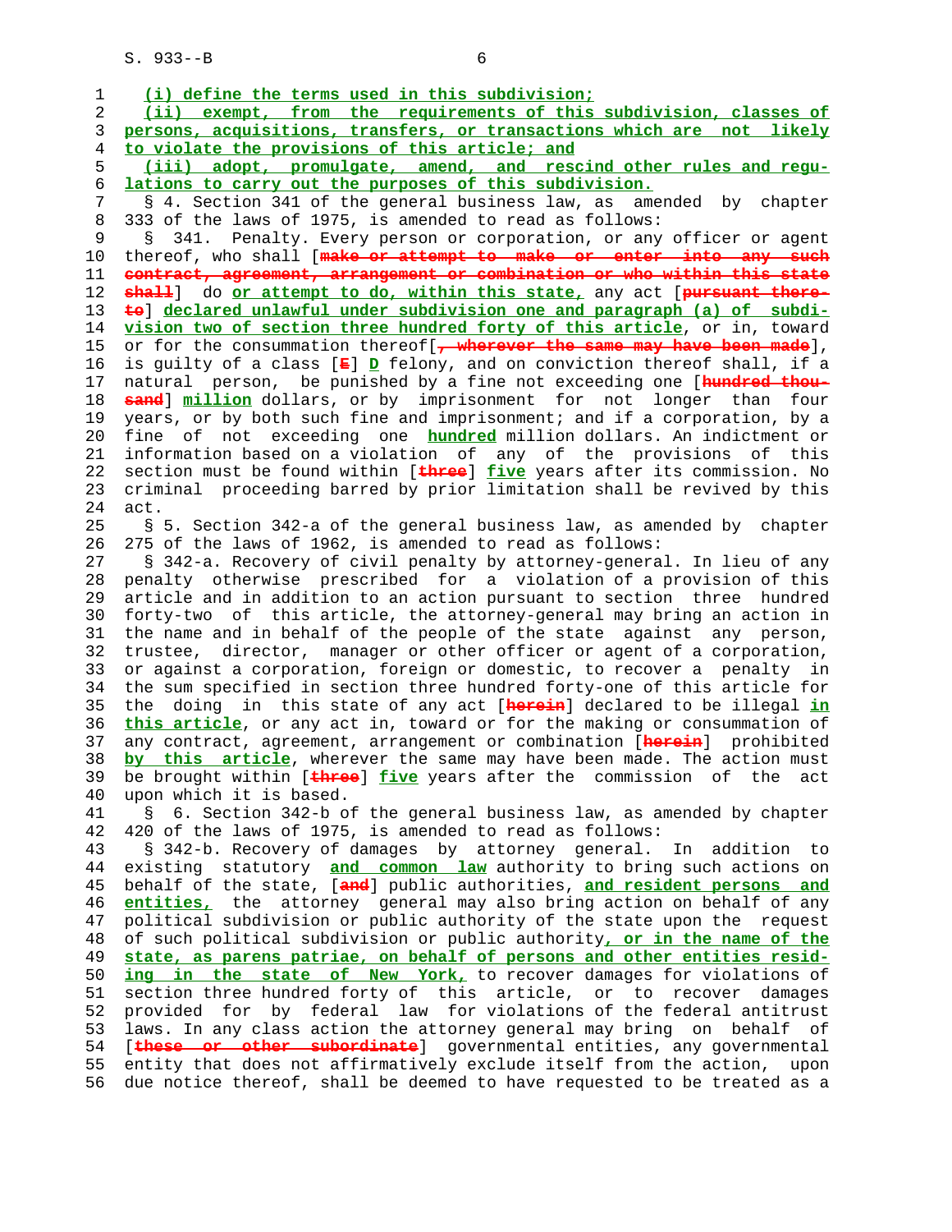(i) define the terms used in this subdivision;

(ii) exempt, from the requirements of this subdivision, classes of persons, acquisitions, transfers, or transactions which are not likely to violate the provisions of this article; and

(iii) adopt, promulgate, amend, and rescind other rules and regulations to carry out the purposes of this subdivision.

§ 4. Section 341 of the general business law, as amended by chapter 333 of the laws of 1975, is amended to read as follows:

§ 341. Penalty. Every person or corporation, or any officer or agent thereof, who shall [make or attempt to make or enter into any such contract, agreement, arrangement or combination or who within this state shall] do or attempt to do, within this state, any act [pursuant thereto] declared unlawful under subdivision one and paragraph (a) of subdivision two of section three hundred forty of this article, or in, toward or for the consummation thereof[, wherever the same may have been made], is guilty of a class [E] D felony, and on conviction thereof shall, if a natural person, be punished by a fine not exceeding one [hundred thousand] million dollars, or by imprisonment for not longer than four years, or by both such fine and imprisonment; and if a corporation, by a fine of not exceeding one hundred million dollars. An indictment or information based on a violation of any of the provisions of this section must be found within [three] five years after its commission. No criminal proceeding barred by prior limitation shall be revived by this act.

§ 5. Section 342-a of the general business law, as amended by chapter 275 of the laws of 1962, is amended to read as follows:

§ 342-a. Recovery of civil penalty by attorney-general. In lieu of any penalty otherwise prescribed for a violation of a provision of this article and in addition to an action pursuant to section three hundred forty-two of this article, the attorney-general may bring an action in the name and in behalf of the people of the state against any person, trustee, director, manager or other officer or agent of a corporation, or against a corporation, foreign or domestic, to recover a penalty in the sum specified in section three hundred forty-one of this article for the doing in this state of any act [herein] declared to be illegal in this article, or any act in, toward or for the making or consummation of any contract, agreement, arrangement or combination [herein] prohibited by this article, wherever the same may have been made. The action must be brought within [three] five years after the commission of the act upon which it is based.

§ 6. Section 342-b of the general business law, as amended by chapter 420 of the laws of 1975, is amended to read as follows:

§ 342-b. Recovery of damages by attorney general. In addition to existing statutory and common law authority to bring such actions on behalf of the state, [and] public authorities, and resident persons and entities, the attorney general may also bring action on behalf of any political subdivision or public authority of the state upon the request of such political subdivision or public authority, or in the name of the state, as parens patriae, on behalf of persons and other entities residing in the state of New York, to recover damages for violations of section three hundred forty of this article, or to recover damages provided for by federal law for violations of the federal antitrust laws. In any class action the attorney general may bring on behalf of [these or other subordinate] governmental entities, any governmental entity that does not affirmatively exclude itself from the action, upon due notice thereof, shall be deemed to have requested to be treated as a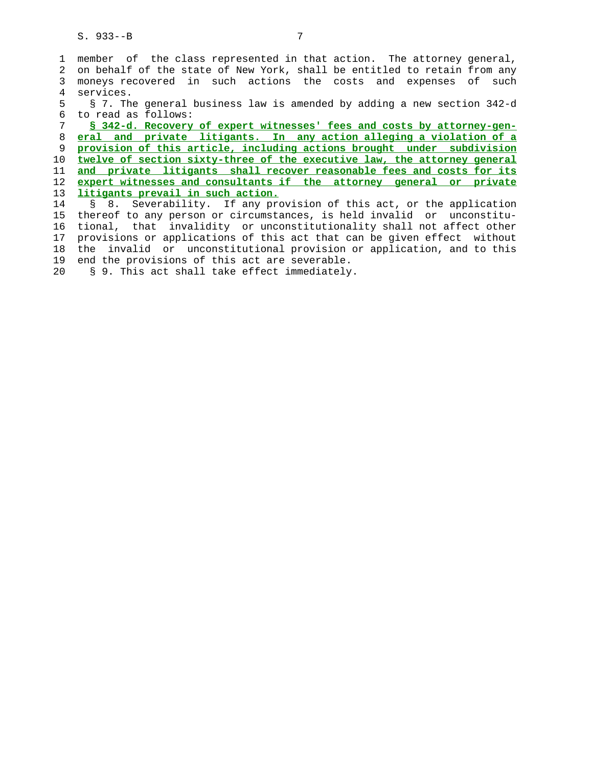member of the class represented in that action. The attorney general, on behalf of the state of New York, shall be entitled to retain from any moneys recovered in such actions the costs and expenses of such services.

§ 7. The general business law is amended by adding a new section 342-d to read as follows:

**§ 342-d. Recovery of expert witnesses' fees and costs by attorney-general and private litigants. In any action alleging a violation of a provision of this article, including actions brought under subdivision twelve of section sixty-three of the executive law, the attorney general and private litigants shall recover reasonable fees and costs for its expert witnesses and consultants if the attorney general or private litigants prevail in such action.**

§ 8. Severability. If any provision of this act, or the application thereof to any person or circumstances, is held invalid or unconstitutional, that invalidity or unconstitutionality shall not affect other provisions or applications of this act that can be given effect without the invalid or unconstitutional provision or application, and to this end the provisions of this act are severable.

§ 9. This act shall take effect immediately.